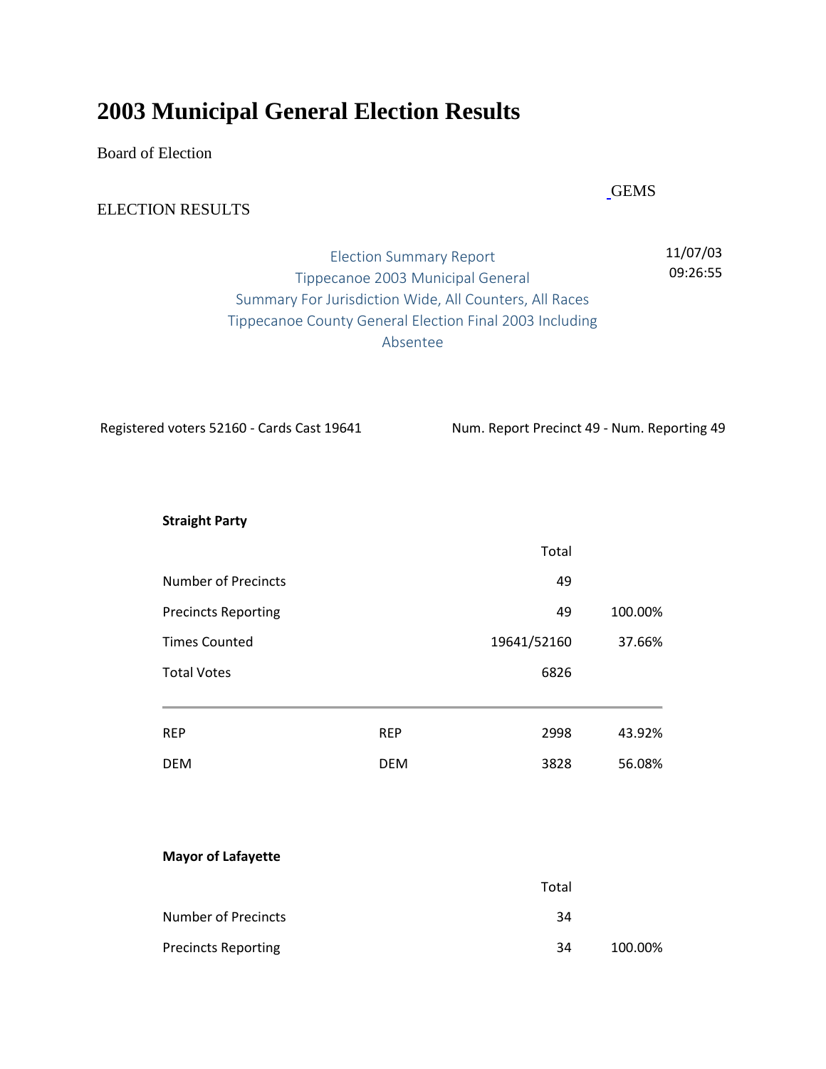# 2003 Municipal General Election Results

Board of Election

GEMS

ELECTION RESULTS

Election Summary Report
Tippecanoe 2003 Municipal General
Summary For Jurisdiction Wide, All Counters, All Races
Tippecanoe County General Election Final 2003 Including Absentee

11/07/03
09:26:55

Registered voters 52160 - Cards Cast 19641

Num. Report Precinct 49 - Num. Reporting 49

**Straight Party**

| | | Total | |
|---|---|---|---|
| Number of Precincts | | 49 | |
| Precincts Reporting | | 49 | 100.00% |
| Times Counted | | 19641/52160 | 37.66% |
| Total Votes | | 6826 | |
| REP | REP | 2998 | 43.92% |
| DEM | DEM | 3828 | 56.08% |

**Mayor of Lafayette**

| | | Total | |
|---|---|---|---|
| Number of Precincts | | 34 | |
| Precincts Reporting | | 34 | 100.00% |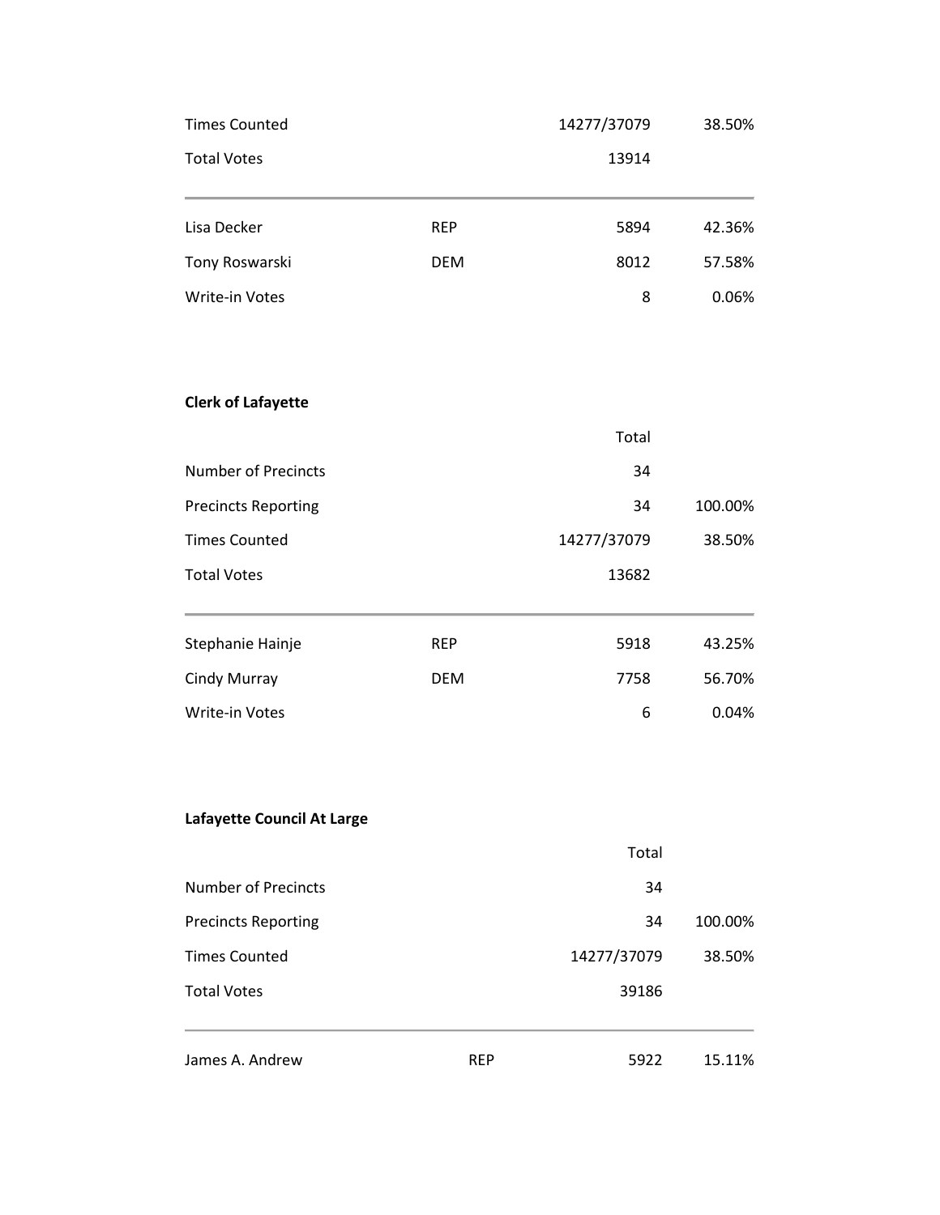| | | | |
|---|---|---|---|
| Times Counted | | 14277/37079 | 38.50% |
| Total Votes | | 13914 | |
| Lisa Decker | REP | 5894 | 42.36% |
| Tony Roswarski | DEM | 8012 | 57.58% |
| Write-in Votes | | 8 | 0.06% |

**Clerk of Lafayette**

| | | Total | |
|---|---|---|---|
| Number of Precincts | | 34 | |
| Precincts Reporting | | 34 | 100.00% |
| Times Counted | | 14277/37079 | 38.50% |
| Total Votes | | 13682 | |
| Stephanie Hainje | REP | 5918 | 43.25% |
| Cindy Murray | DEM | 7758 | 56.70% |
| Write-in Votes | | 6 | 0.04% |

**Lafayette Council At Large**

| | | Total | |
|---|---|---|---|
| Number of Precincts | | 34 | |
| Precincts Reporting | | 34 | 100.00% |
| Times Counted | | 14277/37079 | 38.50% |
| Total Votes | | 39186 | |
| James A. Andrew | REP | 5922 | 15.11% |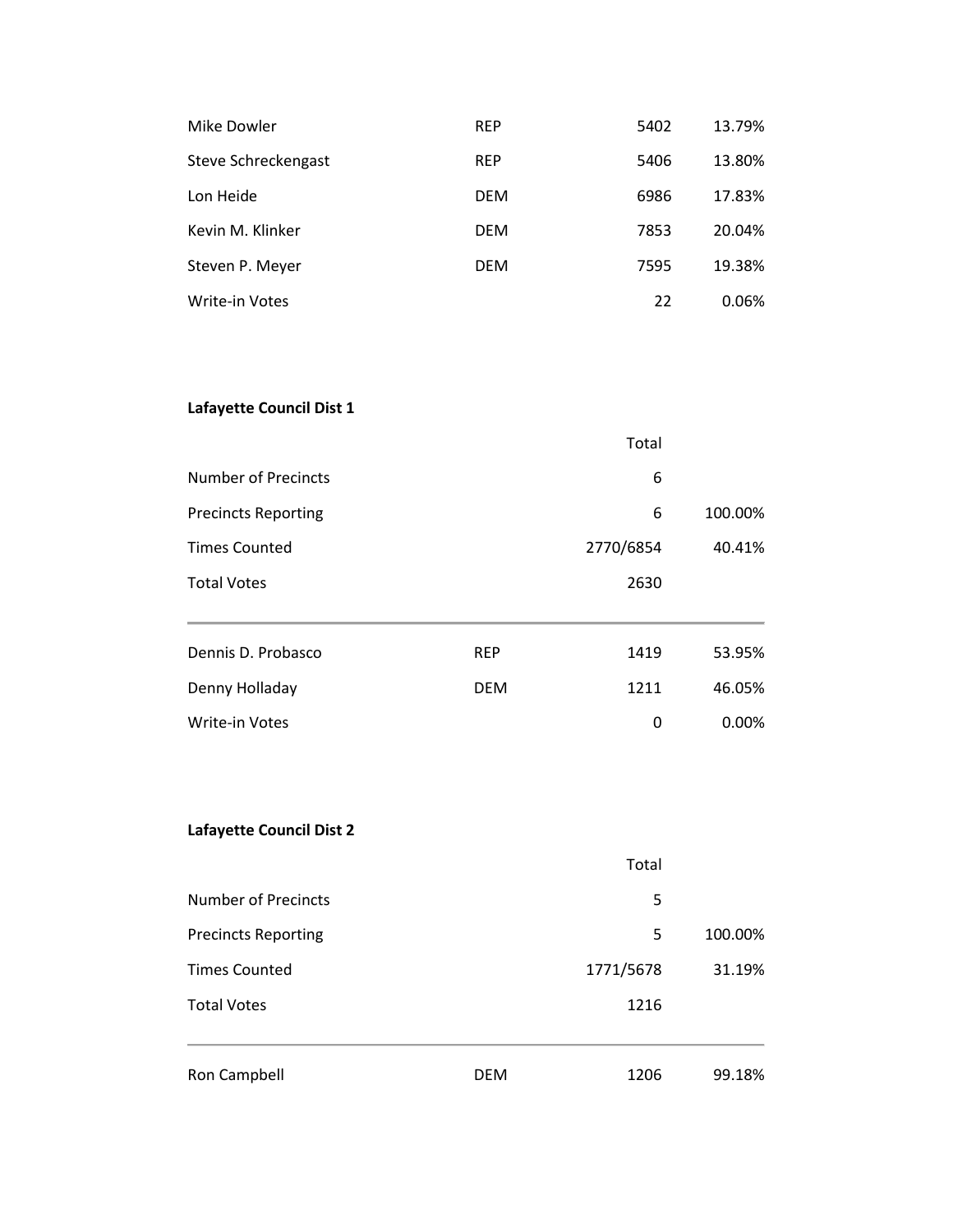| | | | |
|---|---|---|---|
| Mike Dowler | REP | 5402 | 13.79% |
| Steve Schreckengast | REP | 5406 | 13.80% |
| Lon Heide | DEM | 6986 | 17.83% |
| Kevin M. Klinker | DEM | 7853 | 20.04% |
| Steven P. Meyer | DEM | 7595 | 19.38% |
| Write-in Votes | | 22 | 0.06% |

**Lafayette Council Dist 1**

| | | Total | |
|---|---|---|---|
| Number of Precincts | | 6 | |
| Precincts Reporting | | 6 | 100.00% |
| Times Counted | | 2770/6854 | 40.41% |
| Total Votes | | 2630 | |
| Dennis D. Probasco | REP | 1419 | 53.95% |
| Denny Holladay | DEM | 1211 | 46.05% |
| Write-in Votes | | 0 | 0.00% |

**Lafayette Council Dist 2**

| | | Total | |
|---|---|---|---|
| Number of Precincts | | 5 | |
| Precincts Reporting | | 5 | 100.00% |
| Times Counted | | 1771/5678 | 31.19% |
| Total Votes | | 1216 | |
| Ron Campbell | DEM | 1206 | 99.18% |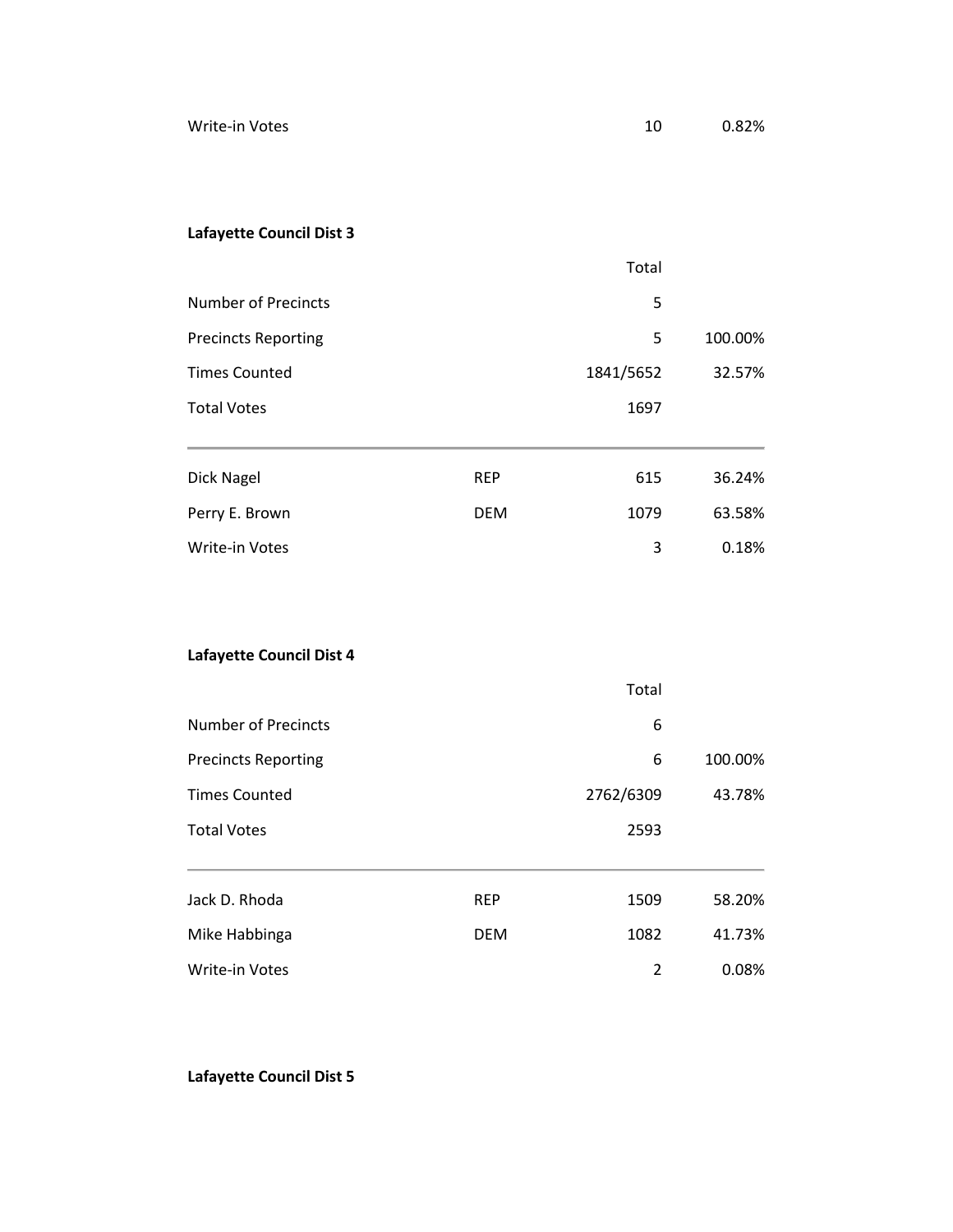| Write-in Votes | | 10 | 0.82% |
|---|---|---|---|

**Lafayette Council Dist 3**

| | | Total | |
|---|---|---|---|
| Number of Precincts | | 5 | |
| Precincts Reporting | | 5 | 100.00% |
| Times Counted | | 1841/5652 | 32.57% |
| Total Votes | | 1697 | |
| Dick Nagel | REP | 615 | 36.24% |
| Perry E. Brown | DEM | 1079 | 63.58% |
| Write-in Votes | | 3 | 0.18% |

**Lafayette Council Dist 4**

| | | Total | |
|---|---|---|---|
| Number of Precincts | | 6 | |
| Precincts Reporting | | 6 | 100.00% |
| Times Counted | | 2762/6309 | 43.78% |
| Total Votes | | 2593 | |
| Jack D. Rhoda | REP | 1509 | 58.20% |
| Mike Habbinga | DEM | 1082 | 41.73% |
| Write-in Votes | | 2 | 0.08% |

**Lafayette Council Dist 5**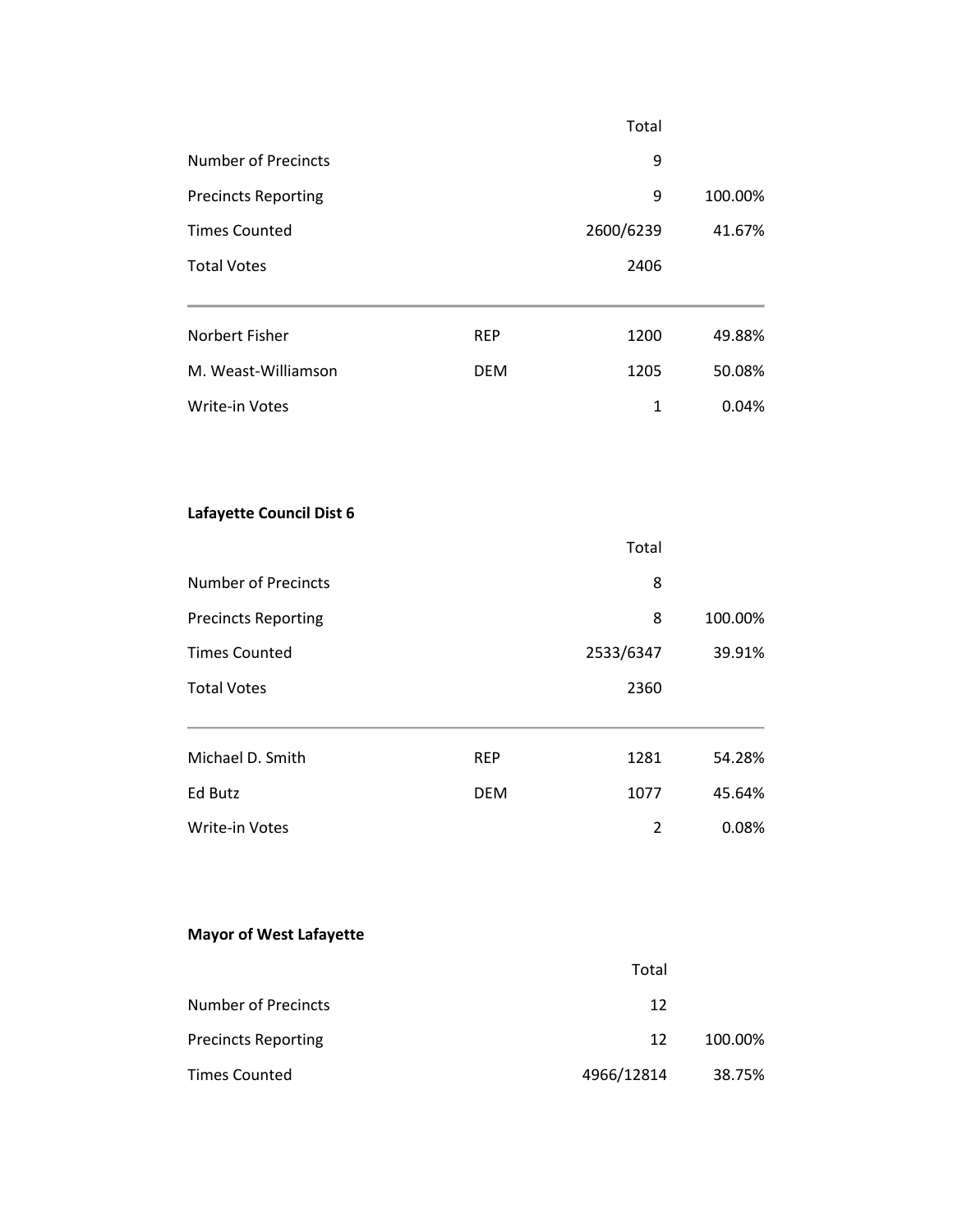| | | Total | |
|---|---|---|---|
| Number of Precincts | | 9 | |
| Precincts Reporting | | 9 | 100.00% |
| Times Counted | | 2600/6239 | 41.67% |
| Total Votes | | 2406 | |
| Norbert Fisher | REP | 1200 | 49.88% |
| M. Weast-Williamson | DEM | 1205 | 50.08% |
| Write-in Votes | | 1 | 0.04% |

**Lafayette Council Dist 6**

| | | Total | |
|---|---|---|---|
| Number of Precincts | | 8 | |
| Precincts Reporting | | 8 | 100.00% |
| Times Counted | | 2533/6347 | 39.91% |
| Total Votes | | 2360 | |
| Michael D. Smith | REP | 1281 | 54.28% |
| Ed Butz | DEM | 1077 | 45.64% |
| Write-in Votes | | 2 | 0.08% |

**Mayor of West Lafayette**

| | | Total | |
|---|---|---|---|
| Number of Precincts | | 12 | |
| Precincts Reporting | | 12 | 100.00% |
| Times Counted | | 4966/12814 | 38.75% |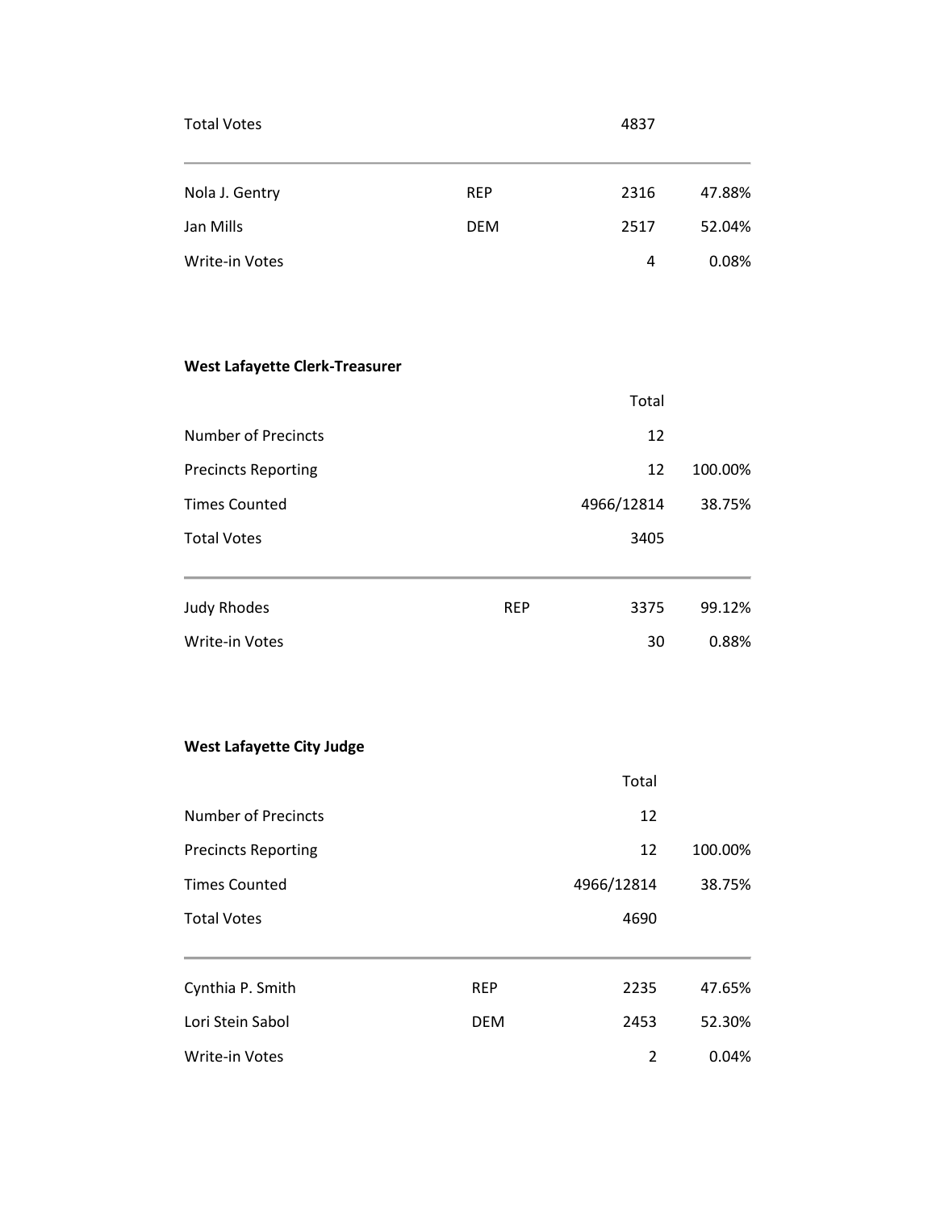| | | | |
|---|---|---|---|
| Total Votes | | 4837 | |
| Nola J. Gentry | REP | 2316 | 47.88% |
| Jan Mills | DEM | 2517 | 52.04% |
| Write-in Votes | | 4 | 0.08% |

**West Lafayette Clerk-Treasurer**

| | | Total | |
|---|---|---|---|
| Number of Precincts | | 12 | |
| Precincts Reporting | | 12 | 100.00% |
| Times Counted | | 4966/12814 | 38.75% |
| Total Votes | | 3405 | |
| Judy Rhodes | REP | 3375 | 99.12% |
| Write-in Votes | | 30 | 0.88% |

**West Lafayette City Judge**

| | | Total | |
|---|---|---|---|
| Number of Precincts | | 12 | |
| Precincts Reporting | | 12 | 100.00% |
| Times Counted | | 4966/12814 | 38.75% |
| Total Votes | | 4690 | |
| Cynthia P. Smith | REP | 2235 | 47.65% |
| Lori Stein Sabol | DEM | 2453 | 52.30% |
| Write-in Votes | | 2 | 0.04% |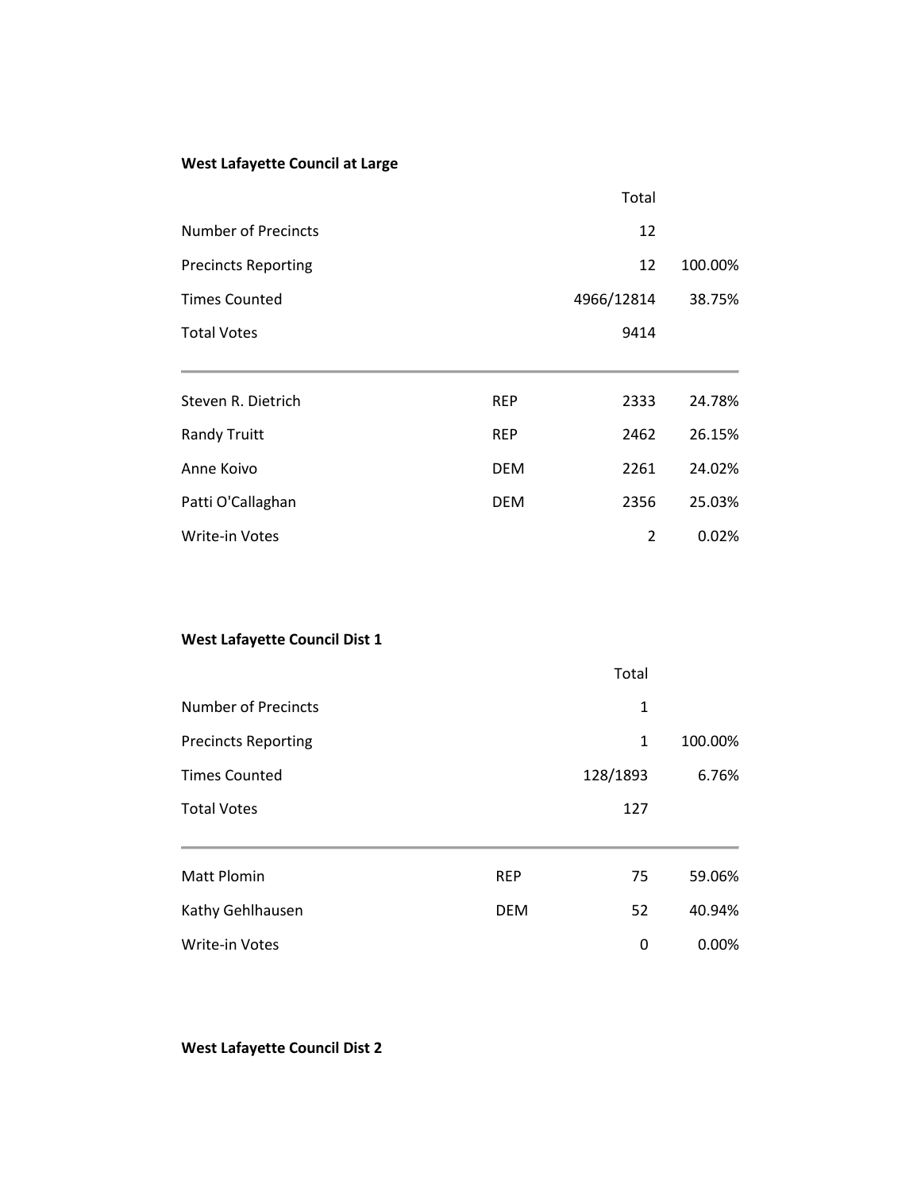**West Lafayette Council at Large**

| | | Total | |
|---|---|---|---|
| Number of Precincts | | 12 | |
| Precincts Reporting | | 12 | 100.00% |
| Times Counted | | 4966/12814 | 38.75% |
| Total Votes | | 9414 | |
| Steven R. Dietrich | REP | 2333 | 24.78% |
| Randy Truitt | REP | 2462 | 26.15% |
| Anne Koivo | DEM | 2261 | 24.02% |
| Patti O'Callaghan | DEM | 2356 | 25.03% |
| Write-in Votes | | 2 | 0.02% |

**West Lafayette Council Dist 1**

| | | Total | |
|---|---|---|---|
| Number of Precincts | | 1 | |
| Precincts Reporting | | 1 | 100.00% |
| Times Counted | | 128/1893 | 6.76% |
| Total Votes | | 127 | |
| Matt Plomin | REP | 75 | 59.06% |
| Kathy Gehlhausen | DEM | 52 | 40.94% |
| Write-in Votes | | 0 | 0.00% |

**West Lafayette Council Dist 2**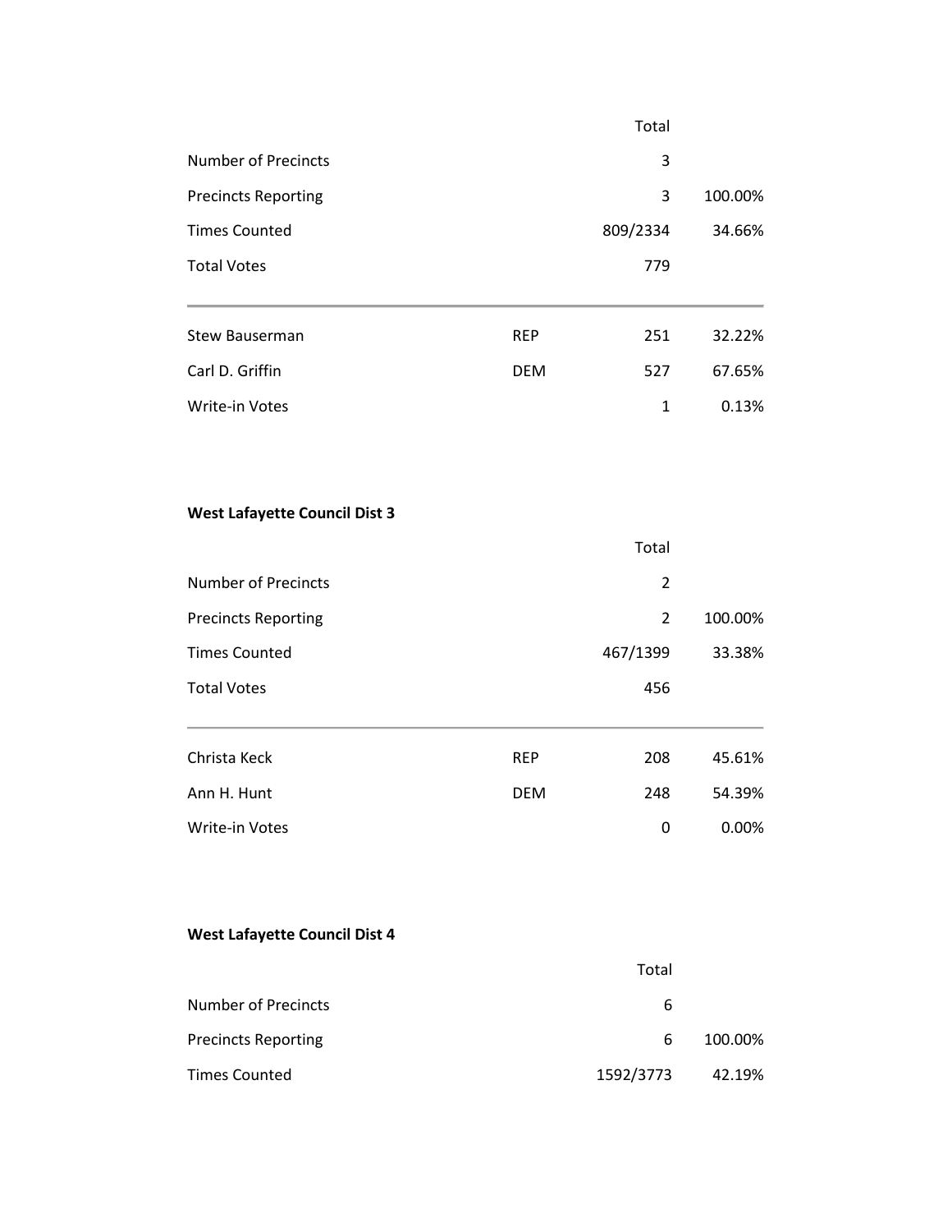| | | Total | |
|---|---|---|---|
| Number of Precincts | | 3 | |
| Precincts Reporting | | 3 | 100.00% |
| Times Counted | | 809/2334 | 34.66% |
| Total Votes | | 779 | |
| Stew Bauserman | REP | 251 | 32.22% |
| Carl D. Griffin | DEM | 527 | 67.65% |
| Write-in Votes | | 1 | 0.13% |

**West Lafayette Council Dist 3**

| | | Total | |
|---|---|---|---|
| Number of Precincts | | 2 | |
| Precincts Reporting | | 2 | 100.00% |
| Times Counted | | 467/1399 | 33.38% |
| Total Votes | | 456 | |
| Christa Keck | REP | 208 | 45.61% |
| Ann H. Hunt | DEM | 248 | 54.39% |
| Write-in Votes | | 0 | 0.00% |

**West Lafayette Council Dist 4**

| | | Total | |
|---|---|---|---|
| Number of Precincts | | 6 | |
| Precincts Reporting | | 6 | 100.00% |
| Times Counted | | 1592/3773 | 42.19% |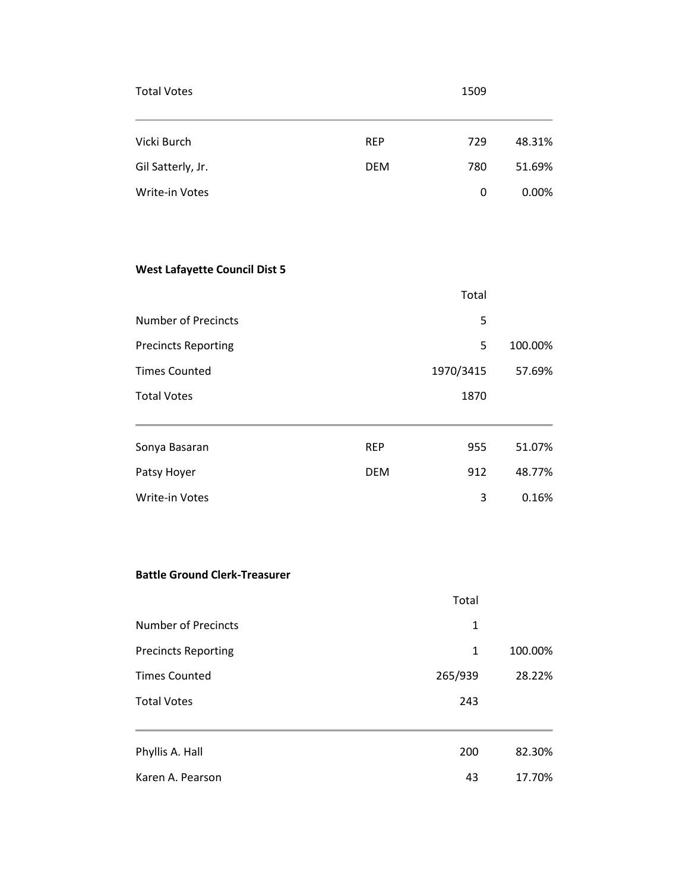| | | | |
|---|---|---|---|
| Total Votes | | 1509 | |
| Vicki Burch | REP | 729 | 48.31% |
| Gil Satterly, Jr. | DEM | 780 | 51.69% |
| Write-in Votes | | 0 | 0.00% |

**West Lafayette Council Dist 5**

| | | Total | |
|---|---|---|---|
| Number of Precincts | | 5 | |
| Precincts Reporting | | 5 | 100.00% |
| Times Counted | | 1970/3415 | 57.69% |
| Total Votes | | 1870 | |
| Sonya Basaran | REP | 955 | 51.07% |
| Patsy Hoyer | DEM | 912 | 48.77% |
| Write-in Votes | | 3 | 0.16% |

**Battle Ground Clerk-Treasurer**

| | Total | |
|---|---|---|
| Number of Precincts | 1 | |
| Precincts Reporting | 1 | 100.00% |
| Times Counted | 265/939 | 28.22% |
| Total Votes | 243 | |
| Phyllis A. Hall | 200 | 82.30% |
| Karen A. Pearson | 43 | 17.70% |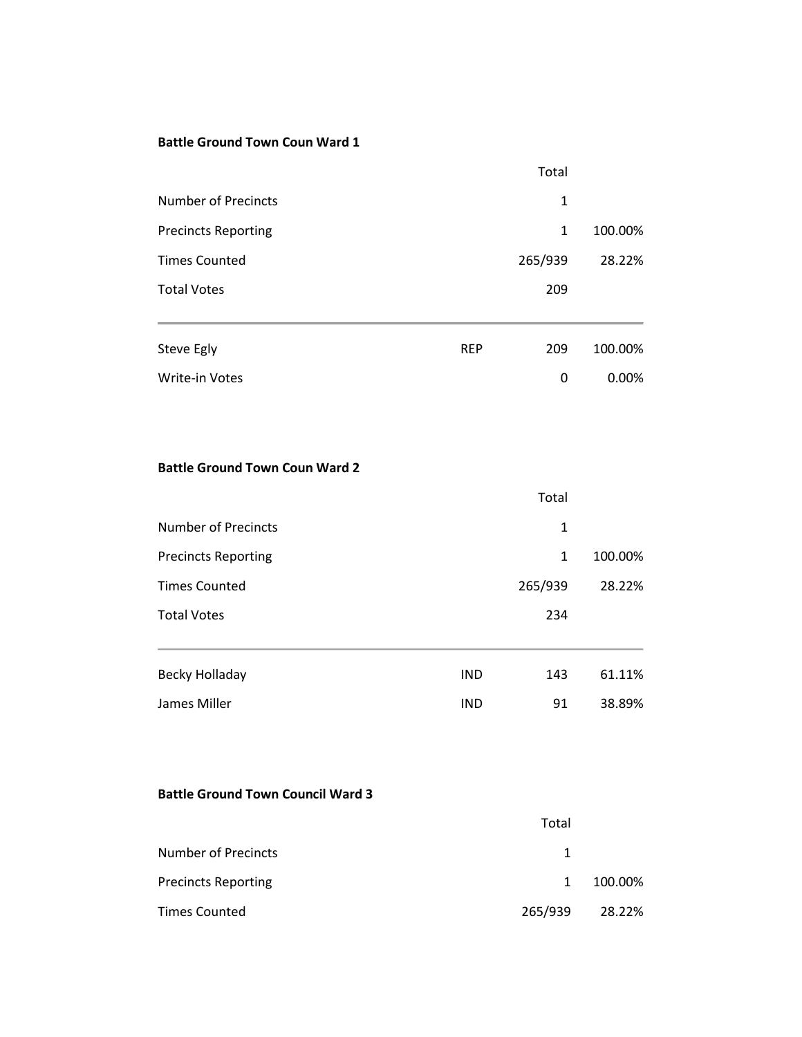**Battle Ground Town Coun Ward 1**

| | | Total | |
|---|---|---|---|
| Number of Precincts | | 1 | |
| Precincts Reporting | | 1 | 100.00% |
| Times Counted | | 265/939 | 28.22% |
| Total Votes | | 209 | |
| Steve Egly | REP | 209 | 100.00% |
| Write-in Votes | | 0 | 0.00% |

**Battle Ground Town Coun Ward 2**

| | | Total | |
|---|---|---|---|
| Number of Precincts | | 1 | |
| Precincts Reporting | | 1 | 100.00% |
| Times Counted | | 265/939 | 28.22% |
| Total Votes | | 234 | |
| Becky Holladay | IND | 143 | 61.11% |
| James Miller | IND | 91 | 38.89% |

**Battle Ground Town Council Ward 3**

| | Total | |
|---|---|---|
| Number of Precincts | 1 | |
| Precincts Reporting | 1 | 100.00% |
| Times Counted | 265/939 | 28.22% |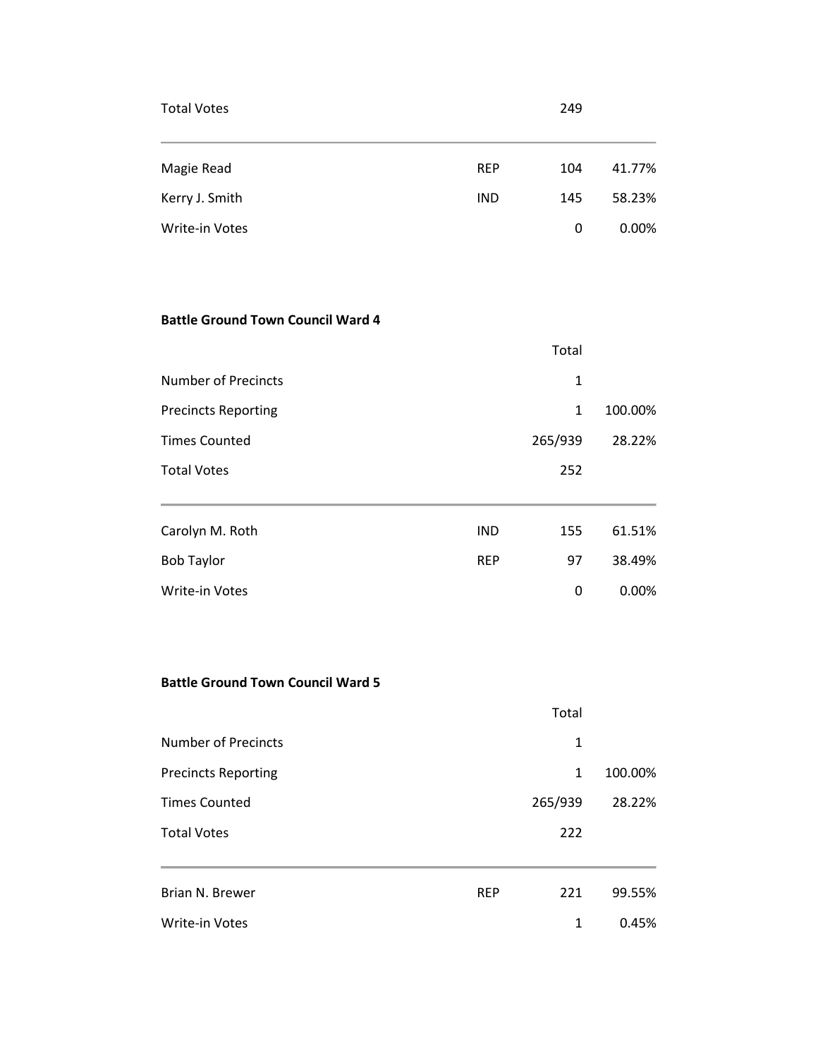| | | | |
|---|---|---|---|
| Total Votes | | 249 | |
| Magie Read | REP | 104 | 41.77% |
| Kerry J. Smith | IND | 145 | 58.23% |
| Write-in Votes | | 0 | 0.00% |

**Battle Ground Town Council Ward 4**

| | | Total | |
|---|---|---|---|
| Number of Precincts | | 1 | |
| Precincts Reporting | | 1 | 100.00% |
| Times Counted | | 265/939 | 28.22% |
| Total Votes | | 252 | |
| Carolyn M. Roth | IND | 155 | 61.51% |
| Bob Taylor | REP | 97 | 38.49% |
| Write-in Votes | | 0 | 0.00% |

**Battle Ground Town Council Ward 5**

| | | Total | |
|---|---|---|---|
| Number of Precincts | | 1 | |
| Precincts Reporting | | 1 | 100.00% |
| Times Counted | | 265/939 | 28.22% |
| Total Votes | | 222 | |
| Brian N. Brewer | REP | 221 | 99.55% |
| Write-in Votes | | 1 | 0.45% |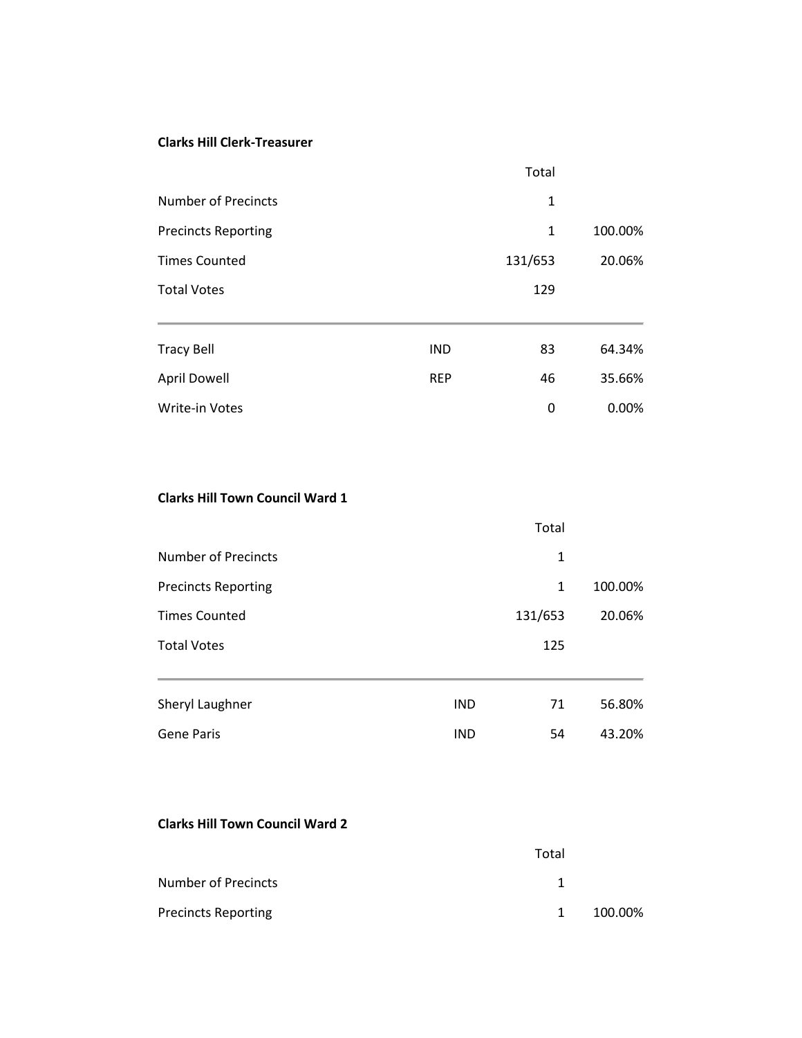**Clarks Hill Clerk-Treasurer**

| | | Total | |
|---|---|---|---|
| Number of Precincts | | 1 | |
| Precincts Reporting | | 1 | 100.00% |
| Times Counted | | 131/653 | 20.06% |
| Total Votes | | 129 | |
| Tracy Bell | IND | 83 | 64.34% |
| April Dowell | REP | 46 | 35.66% |
| Write-in Votes | | 0 | 0.00% |

**Clarks Hill Town Council Ward 1**

| | | Total | |
|---|---|---|---|
| Number of Precincts | | 1 | |
| Precincts Reporting | | 1 | 100.00% |
| Times Counted | | 131/653 | 20.06% |
| Total Votes | | 125 | |
| Sheryl Laughner | IND | 71 | 56.80% |
| Gene Paris | IND | 54 | 43.20% |

**Clarks Hill Town Council Ward 2**

| | Total | |
|---|---|---|
| Number of Precincts | 1 | |
| Precincts Reporting | 1 | 100.00% |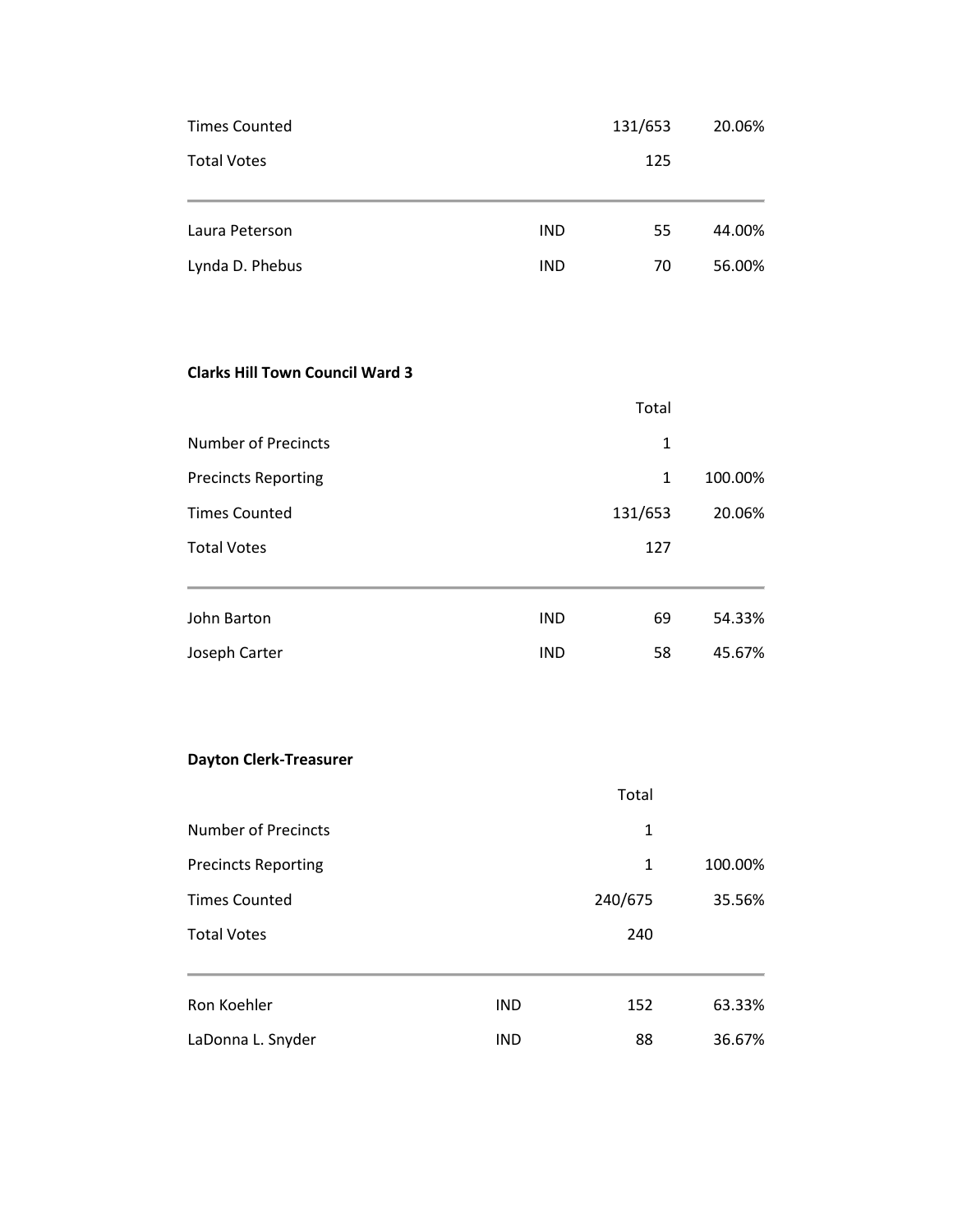| | | | |
|---|---|---|---|
| Times Counted | | 131/653 | 20.06% |
| Total Votes | | 125 | |

| | | | |
|---|---|---|---|
| Laura Peterson | IND | 55 | 44.00% |
| Lynda D. Phebus | IND | 70 | 56.00% |

**Clarks Hill Town Council Ward 3**

| | | Total | |
|---|---|---|---|
| Number of Precincts | | 1 | |
| Precincts Reporting | | 1 | 100.00% |
| Times Counted | | 131/653 | 20.06% |
| Total Votes | | 127 | |

| | | | |
|---|---|---|---|
| John Barton | IND | 69 | 54.33% |
| Joseph Carter | IND | 58 | 45.67% |

**Dayton Clerk-Treasurer**

| | | Total | |
|---|---|---|---|
| Number of Precincts | | 1 | |
| Precincts Reporting | | 1 | 100.00% |
| Times Counted | | 240/675 | 35.56% |
| Total Votes | | 240 | |

| | | | |
|---|---|---|---|
| Ron Koehler | IND | 152 | 63.33% |
| LaDonna L. Snyder | IND | 88 | 36.67% |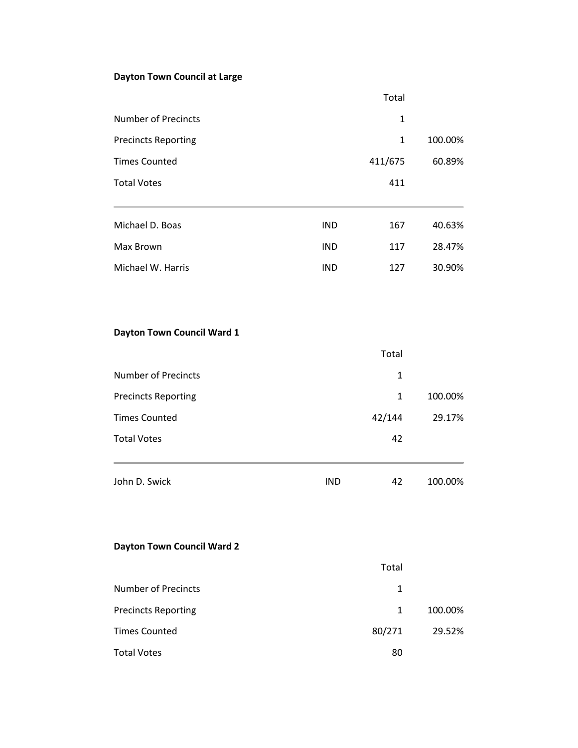**Dayton Town Council at Large**

| | | Total | |
|---|---|---|---|
| Number of Precincts | | 1 | |
| Precincts Reporting | | 1 | 100.00% |
| Times Counted | | 411/675 | 60.89% |
| Total Votes | | 411 | |
| Michael D. Boas | IND | 167 | 40.63% |
| Max Brown | IND | 117 | 28.47% |
| Michael W. Harris | IND | 127 | 30.90% |

**Dayton Town Council Ward 1**

| | | Total | |
|---|---|---|---|
| Number of Precincts | | 1 | |
| Precincts Reporting | | 1 | 100.00% |
| Times Counted | | 42/144 | 29.17% |
| Total Votes | | 42 | |
| John D. Swick | IND | 42 | 100.00% |

**Dayton Town Council Ward 2**

| | | Total | |
|---|---|---|---|
| Number of Precincts | | 1 | |
| Precincts Reporting | | 1 | 100.00% |
| Times Counted | | 80/271 | 29.52% |
| Total Votes | | 80 | |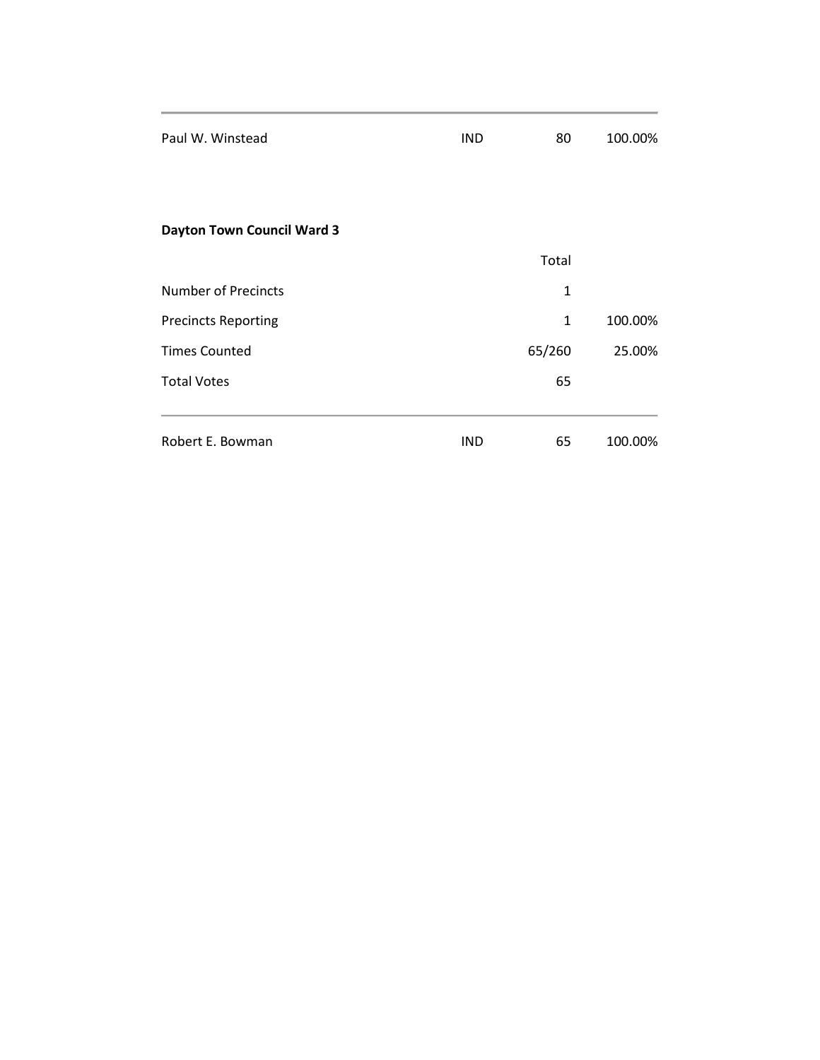| | | | |
|---|---|---|---|
| Paul W. Winstead | IND | 80 | 100.00% |

**Dayton Town Council Ward 3**

| | | Total | |
|---|---|---|---|
| Number of Precincts | | 1 | |
| Precincts Reporting | | 1 | 100.00% |
| Times Counted | | 65/260 | 25.00% |
| Total Votes | | 65 | |

| | | | |
|---|---|---|---|
| Robert E. Bowman | IND | 65 | 100.00% |